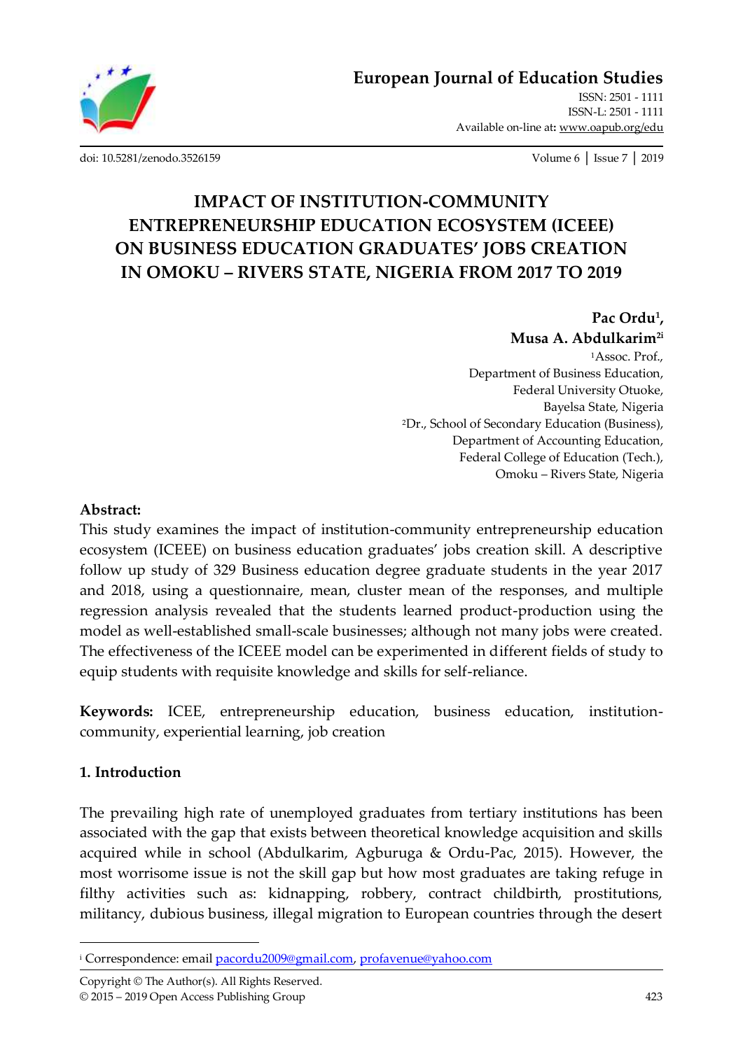# IMPACT OF INSTITUTION-COMMUNITY ENTREPRENEURSHIP EDUCATION ECOSYSTEM (ICEEE) ON BUSINESS EDUCATION GRADUATES' JOBS CREATION IN OMOKU – RIVERS STATE, NIGERIA FROM 2017 TO 2019

**Pac Ordu[1], Musa A. Abdulkarim[2i]**

[1]Assoc. Prof., Department of Business Education, Federal University Otuoke, Bayelsa State, Nigeria

[2]Dr., School of Secondary Education (Business), Department of Accounting Education, Federal College of Education (Tech.), Omoku – Rivers State, Nigeria

## Abstract:

This study examines the impact of institution-community entrepreneurship education ecosystem (ICEEE) on business education graduates' jobs creation skill. A descriptive follow up study of 329 Business education degree graduate students in the year 2017 and 2018, using a questionnaire, mean, cluster mean of the responses, and multiple regression analysis revealed that the students learned product-production using the model as well-established small-scale businesses; although not many jobs were created. The effectiveness of the ICEEE model can be experimented in different fields of study to equip students with requisite knowledge and skills for self-reliance.

**Keywords:** ICEE, entrepreneurship education, business education, institution-community, experiential learning, job creation

## 1. Introduction

The prevailing high rate of unemployed graduates from tertiary institutions has been associated with the gap that exists between theoretical knowledge acquisition and skills acquired while in school (Abdulkarim, Agburuga & Ordu-Pac, 2015). However, the most worrisome issue is not the skill gap but how most graduates are taking refuge in filthy activities such as: kidnapping, robbery, contract childbirth, prostitutions, militancy, dubious business, illegal migration to European countries through the desert

---

[i] Correspondence: email pacordu2009@gmail.com, profavenue@yahoo.com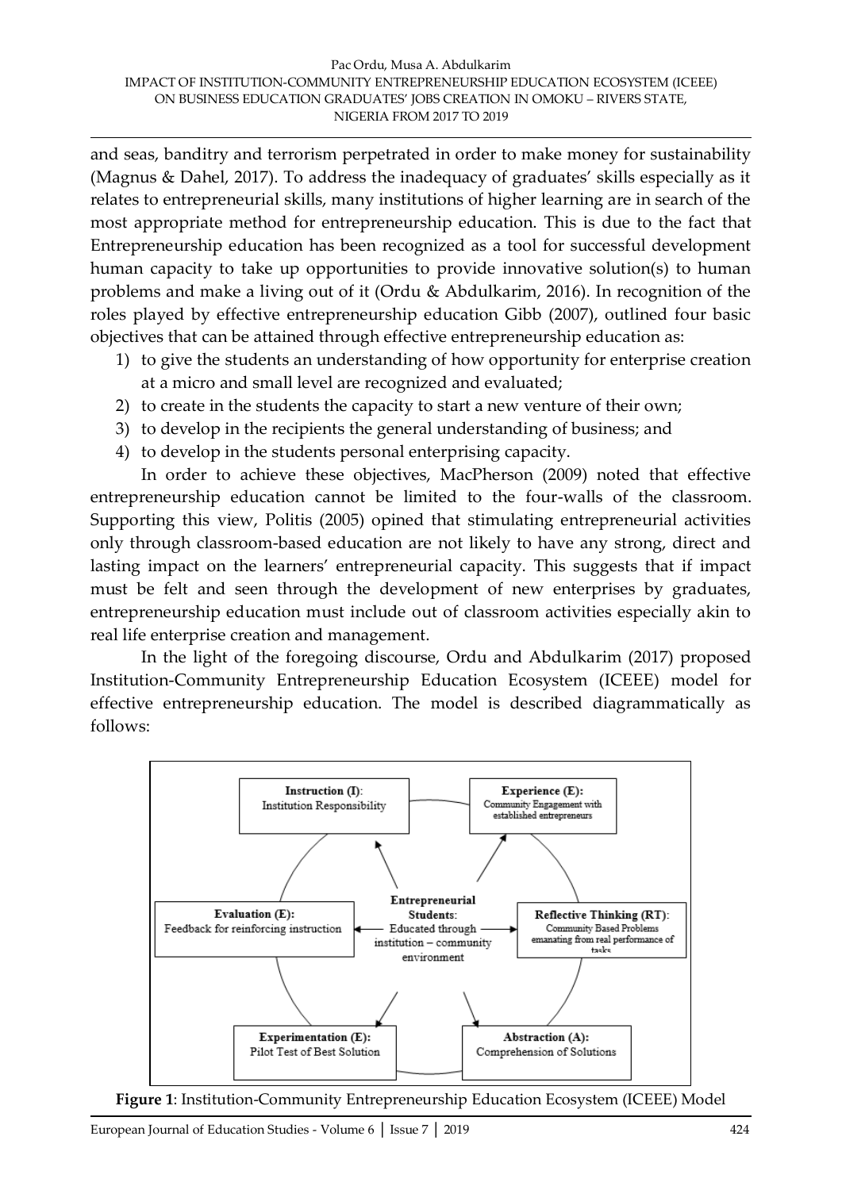and seas, banditry and terrorism perpetrated in order to make money for sustainability (Magnus & Dahel, 2017). To address the inadequacy of graduates' skills especially as it relates to entrepreneurial skills, many institutions of higher learning are in search of the most appropriate method for entrepreneurship education. This is due to the fact that Entrepreneurship education has been recognized as a tool for successful development human capacity to take up opportunities to provide innovative solution(s) to human problems and make a living out of it (Ordu & Abdulkarim, 2016). In recognition of the roles played by effective entrepreneurship education Gibb (2007), outlined four basic objectives that can be attained through effective entrepreneurship education as:

1) to give the students an understanding of how opportunity for enterprise creation at a micro and small level are recognized and evaluated;
2) to create in the students the capacity to start a new venture of their own;
3) to develop in the recipients the general understanding of business; and
4) to develop in the students personal enterprising capacity.

In order to achieve these objectives, MacPherson (2009) noted that effective entrepreneurship education cannot be limited to the four-walls of the classroom. Supporting this view, Politis (2005) opined that stimulating entrepreneurial activities only through classroom-based education are not likely to have any strong, direct and lasting impact on the learners' entrepreneurial capacity. This suggests that if impact must be felt and seen through the development of new enterprises by graduates, entrepreneurship education must include out of classroom activities especially akin to real life enterprise creation and management.

In the light of the foregoing discourse, Ordu and Abdulkarim (2017) proposed Institution-Community Entrepreneurship Education Ecosystem (ICEEE) model for effective entrepreneurship education. The model is described diagrammatically as follows:

**Instruction (I)**: Institution Responsibility

**Experience (E):** Community Engagement with established entrepreneurs

**Reflective Thinking (RT)**: Community Based Problems emanating from real performance of tasks

**Abstraction (A):** Comprehension of Solutions

**Experimentation (E):** Pilot Test of Best Solution

**Evaluation (E):** Feedback for reinforcing instruction

**Entrepreneurial Students**: Educated through institution – community environment

**Figure 1**: Institution-Community Entrepreneurship Education Ecosystem (ICEEE) Model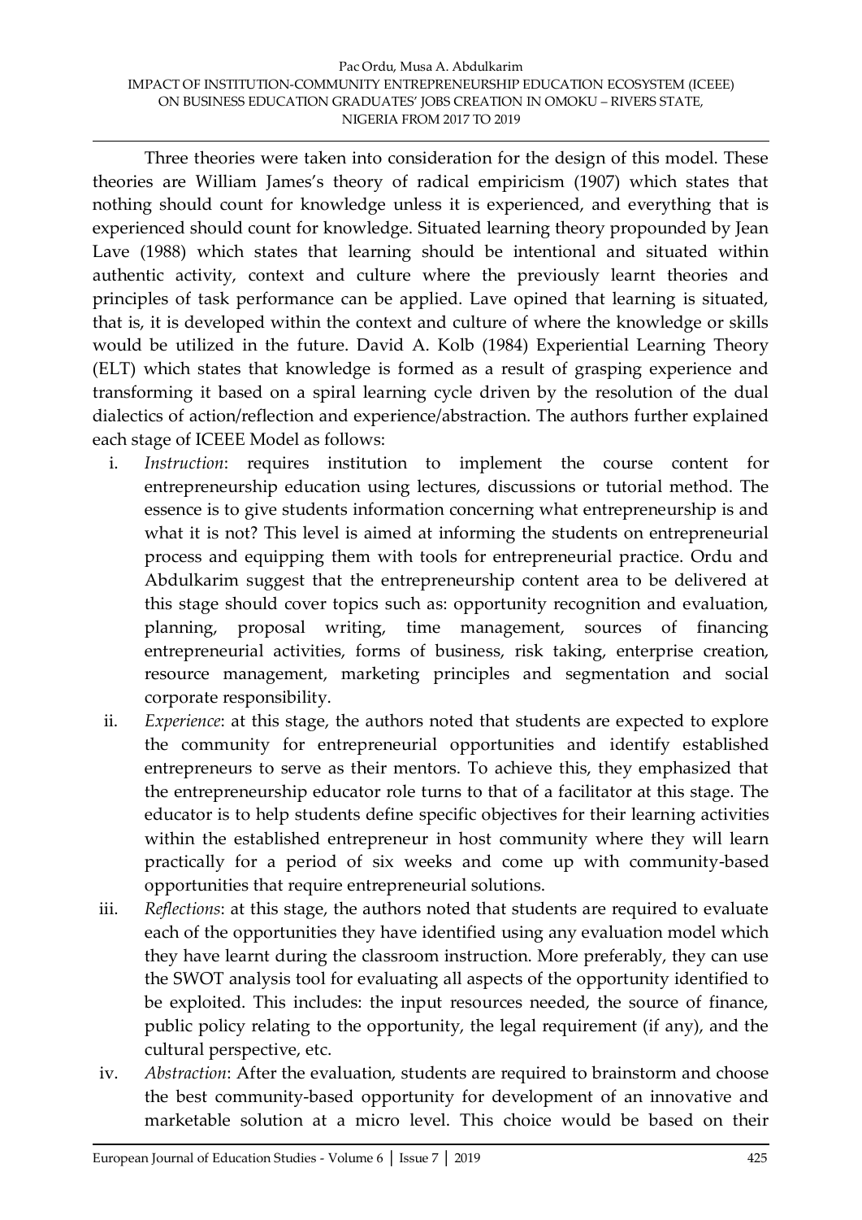Three theories were taken into consideration for the design of this model. These theories are William James's theory of radical empiricism (1907) which states that nothing should count for knowledge unless it is experienced, and everything that is experienced should count for knowledge. Situated learning theory propounded by Jean Lave (1988) which states that learning should be intentional and situated within authentic activity, context and culture where the previously learnt theories and principles of task performance can be applied. Lave opined that learning is situated, that is, it is developed within the context and culture of where the knowledge or skills would be utilized in the future. David A. Kolb (1984) Experiential Learning Theory (ELT) which states that knowledge is formed as a result of grasping experience and transforming it based on a spiral learning cycle driven by the resolution of the dual dialectics of action/reflection and experience/abstraction. The authors further explained each stage of ICEEE Model as follows:

i. *Instruction*: requires institution to implement the course content for entrepreneurship education using lectures, discussions or tutorial method. The essence is to give students information concerning what entrepreneurship is and what it is not? This level is aimed at informing the students on entrepreneurial process and equipping them with tools for entrepreneurial practice. Ordu and Abdulkarim suggest that the entrepreneurship content area to be delivered at this stage should cover topics such as: opportunity recognition and evaluation, planning, proposal writing, time management, sources of financing entrepreneurial activities, forms of business, risk taking, enterprise creation, resource management, marketing principles and segmentation and social corporate responsibility.

ii. *Experience*: at this stage, the authors noted that students are expected to explore the community for entrepreneurial opportunities and identify established entrepreneurs to serve as their mentors. To achieve this, they emphasized that the entrepreneurship educator role turns to that of a facilitator at this stage. The educator is to help students define specific objectives for their learning activities within the established entrepreneur in host community where they will learn practically for a period of six weeks and come up with community-based opportunities that require entrepreneurial solutions.

iii. *Reflections*: at this stage, the authors noted that students are required to evaluate each of the opportunities they have identified using any evaluation model which they have learnt during the classroom instruction. More preferably, they can use the SWOT analysis tool for evaluating all aspects of the opportunity identified to be exploited. This includes: the input resources needed, the source of finance, public policy relating to the opportunity, the legal requirement (if any), and the cultural perspective, etc.

iv. *Abstraction*: After the evaluation, students are required to brainstorm and choose the best community-based opportunity for development of an innovative and marketable solution at a micro level. This choice would be based on their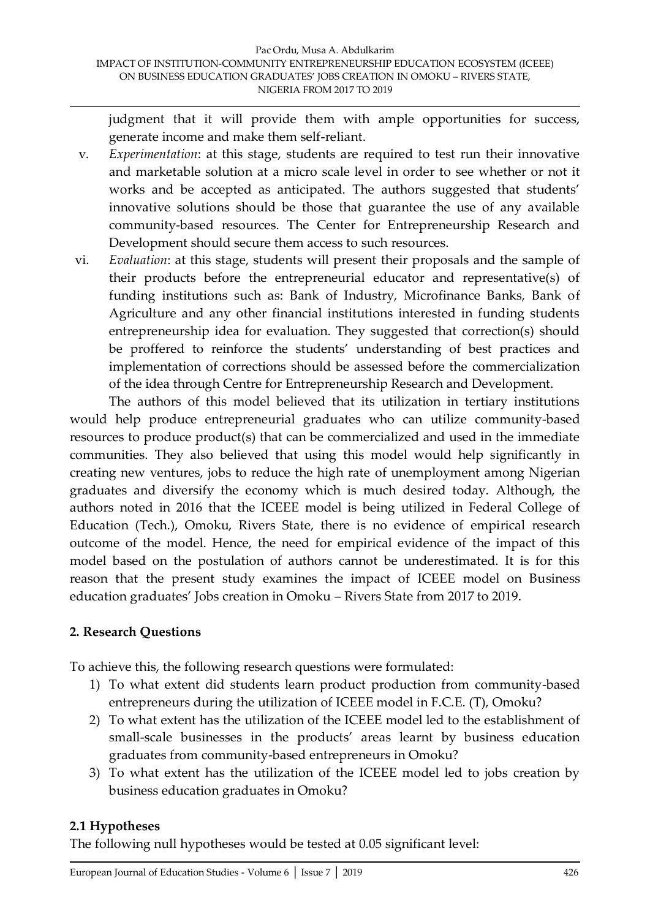judgment that it will provide them with ample opportunities for success, generate income and make them self-reliant.

v. *Experimentation*: at this stage, students are required to test run their innovative and marketable solution at a micro scale level in order to see whether or not it works and be accepted as anticipated. The authors suggested that students' innovative solutions should be those that guarantee the use of any available community-based resources. The Center for Entrepreneurship Research and Development should secure them access to such resources.

vi. *Evaluation*: at this stage, students will present their proposals and the sample of their products before the entrepreneurial educator and representative(s) of funding institutions such as: Bank of Industry, Microfinance Banks, Bank of Agriculture and any other financial institutions interested in funding students entrepreneurship idea for evaluation. They suggested that correction(s) should be proffered to reinforce the students' understanding of best practices and implementation of corrections should be assessed before the commercialization of the idea through Centre for Entrepreneurship Research and Development.

The authors of this model believed that its utilization in tertiary institutions would help produce entrepreneurial graduates who can utilize community-based resources to produce product(s) that can be commercialized and used in the immediate communities. They also believed that using this model would help significantly in creating new ventures, jobs to reduce the high rate of unemployment among Nigerian graduates and diversify the economy which is much desired today. Although, the authors noted in 2016 that the ICEEE model is being utilized in Federal College of Education (Tech.), Omoku, Rivers State, there is no evidence of empirical research outcome of the model. Hence, the need for empirical evidence of the impact of this model based on the postulation of authors cannot be underestimated. It is for this reason that the present study examines the impact of ICEEE model on Business education graduates' Jobs creation in Omoku – Rivers State from 2017 to 2019.

## 2. Research Questions

To achieve this, the following research questions were formulated:

1) To what extent did students learn product production from community-based entrepreneurs during the utilization of ICEEE model in F.C.E. (T), Omoku?
2) To what extent has the utilization of the ICEEE model led to the establishment of small-scale businesses in the products' areas learnt by business education graduates from community-based entrepreneurs in Omoku?
3) To what extent has the utilization of the ICEEE model led to jobs creation by business education graduates in Omoku?

### 2.1 Hypotheses

The following null hypotheses would be tested at 0.05 significant level: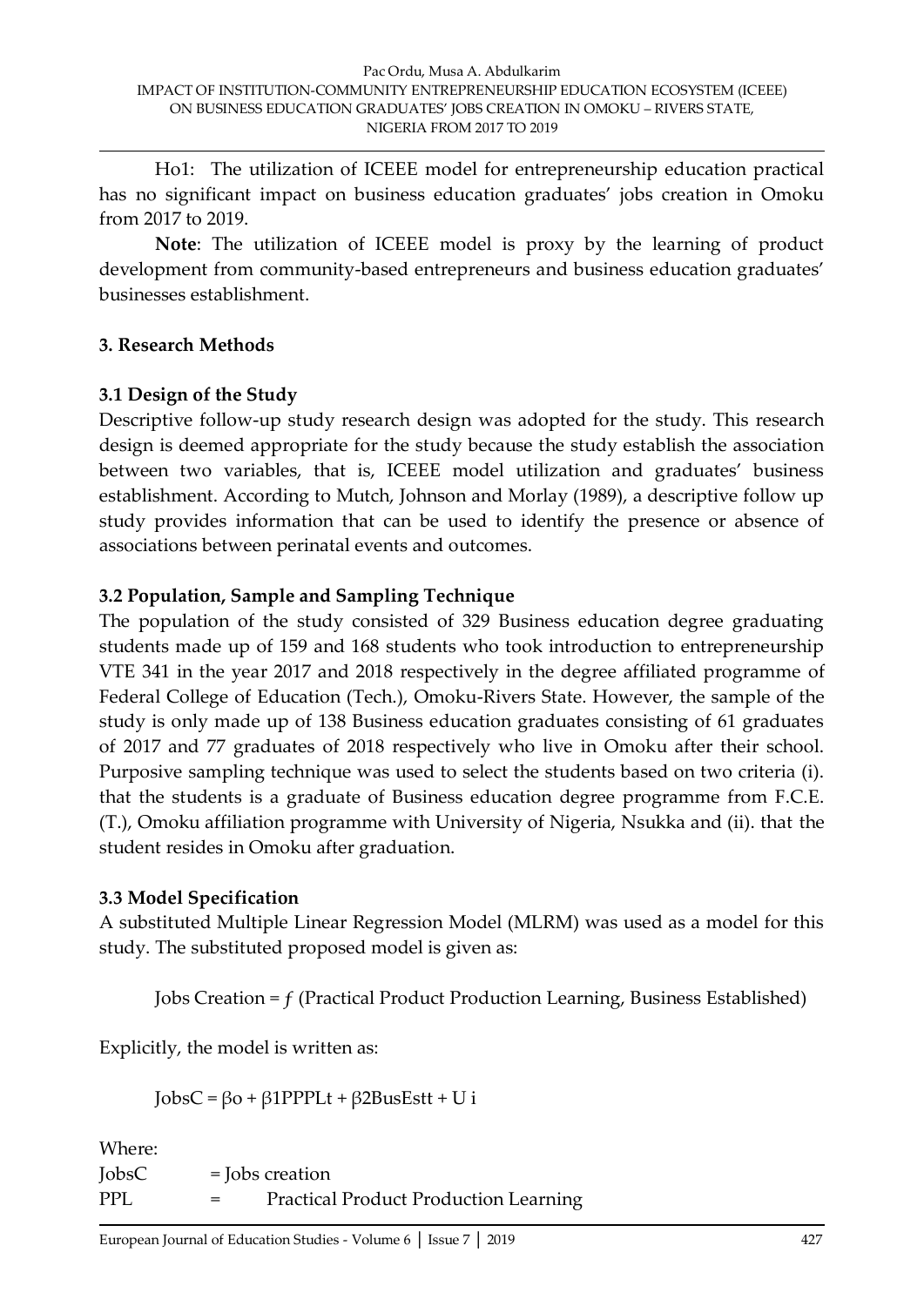Ho1: The utilization of ICEEE model for entrepreneurship education practical has no significant impact on business education graduates' jobs creation in Omoku from 2017 to 2019.

**Note**: The utilization of ICEEE model is proxy by the learning of product development from community-based entrepreneurs and business education graduates' businesses establishment.

## 3. Research Methods

### 3.1 Design of the Study

Descriptive follow-up study research design was adopted for the study. This research design is deemed appropriate for the study because the study establish the association between two variables, that is, ICEEE model utilization and graduates' business establishment. According to Mutch, Johnson and Morlay (1989), a descriptive follow up study provides information that can be used to identify the presence or absence of associations between perinatal events and outcomes.

### 3.2 Population, Sample and Sampling Technique

The population of the study consisted of 329 Business education degree graduating students made up of 159 and 168 students who took introduction to entrepreneurship VTE 341 in the year 2017 and 2018 respectively in the degree affiliated programme of Federal College of Education (Tech.), Omoku-Rivers State. However, the sample of the study is only made up of 138 Business education graduates consisting of 61 graduates of 2017 and 77 graduates of 2018 respectively who live in Omoku after their school. Purposive sampling technique was used to select the students based on two criteria (i). that the students is a graduate of Business education degree programme from F.C.E. (T.), Omoku affiliation programme with University of Nigeria, Nsukka and (ii). that the student resides in Omoku after graduation.

### 3.3 Model Specification

A substituted Multiple Linear Regression Model (MLRM) was used as a model for this study. The substituted proposed model is given as:

Jobs Creation = ƒ (Practical Product Production Learning, Business Established)

Explicitly, the model is written as:

$$JobsC = \beta o + \beta 1PPPLt + \beta 2BusEstt + U\ i$$

Where:

JobsC = Jobs creation

PPL = Practical Product Production Learning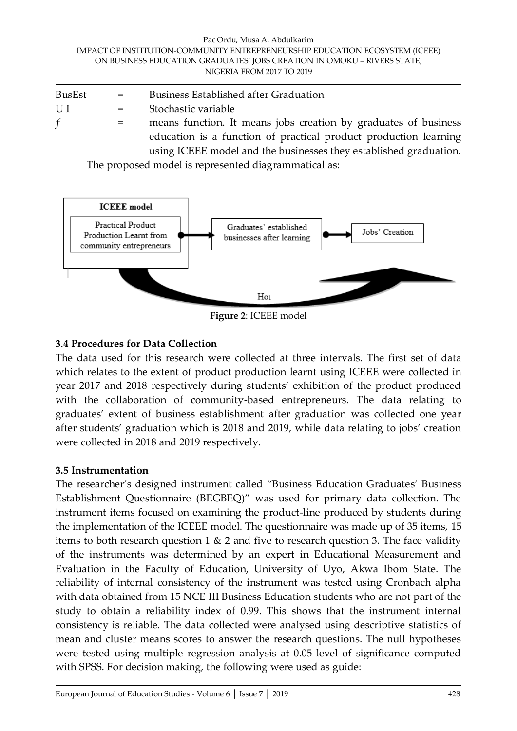| | | |
|---|---|---|
| BusEst | = | Business Established after Graduation |
| U I | = | Stochastic variable |
| $f$ | = | means function. It means jobs creation by graduates of business education is a function of practical product production learning using ICEEE model and the businesses they established graduation. |

The proposed model is represented diagrammatical as:

**ICEEE model**

Practical Product Production Learnt from community entrepreneurs → Graduates' established businesses after learning → Jobs' Creation

$H_{o1}$

**Figure 2**: ICEEE model

### 3.4 Procedures for Data Collection

The data used for this research were collected at three intervals. The first set of data which relates to the extent of product production learnt using ICEEE were collected in year 2017 and 2018 respectively during students' exhibition of the product produced with the collaboration of community-based entrepreneurs. The data relating to graduates' extent of business establishment after graduation was collected one year after students' graduation which is 2018 and 2019, while data relating to jobs' creation were collected in 2018 and 2019 respectively.

### 3.5 Instrumentation

The researcher's designed instrument called "Business Education Graduates' Business Establishment Questionnaire (BEGBEQ)" was used for primary data collection. The instrument items focused on examining the product-line produced by students during the implementation of the ICEEE model. The questionnaire was made up of 35 items, 15 items to both research question 1 & 2 and five to research question 3. The face validity of the instruments was determined by an expert in Educational Measurement and Evaluation in the Faculty of Education, University of Uyo, Akwa Ibom State. The reliability of internal consistency of the instrument was tested using Cronbach alpha with data obtained from 15 NCE III Business Education students who are not part of the study to obtain a reliability index of 0.99. This shows that the instrument internal consistency is reliable. The data collected were analysed using descriptive statistics of mean and cluster means scores to answer the research questions. The null hypotheses were tested using multiple regression analysis at 0.05 level of significance computed with SPSS. For decision making, the following were used as guide: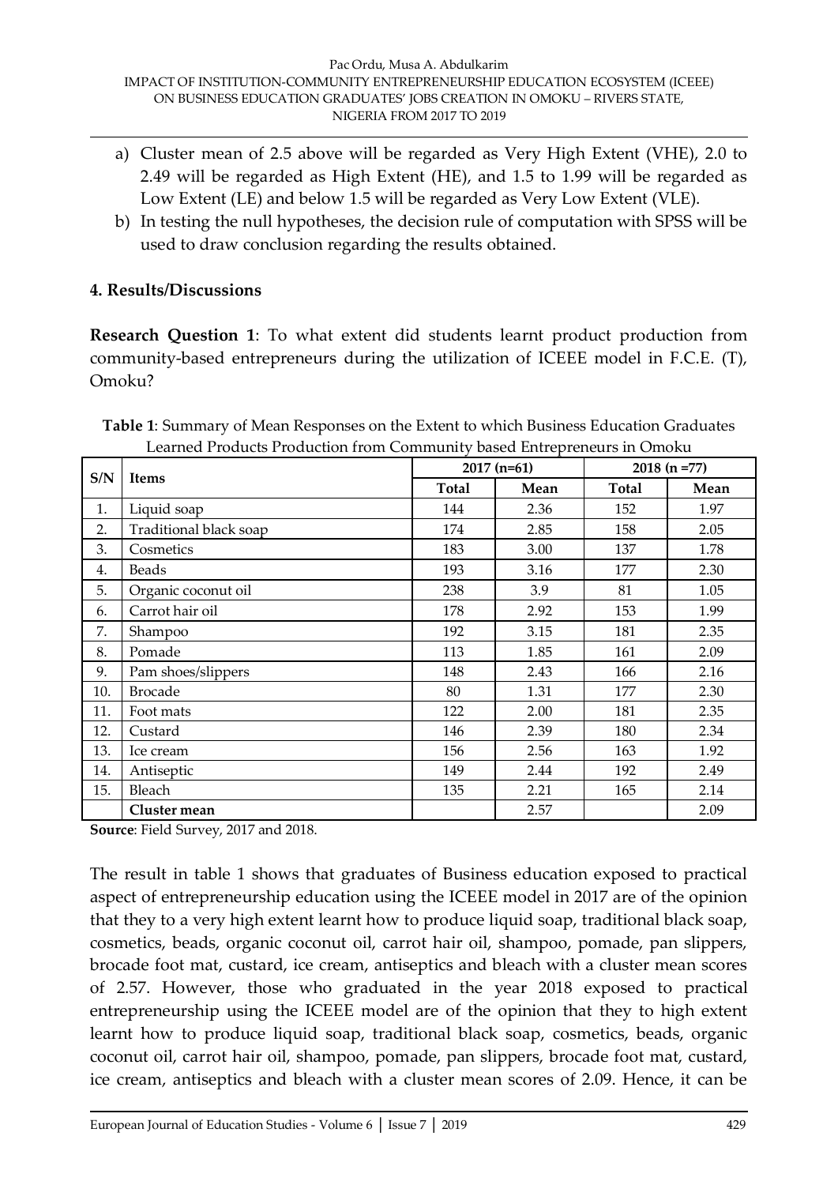a) Cluster mean of 2.5 above will be regarded as Very High Extent (VHE), 2.0 to 2.49 will be regarded as High Extent (HE), and 1.5 to 1.99 will be regarded as Low Extent (LE) and below 1.5 will be regarded as Very Low Extent (VLE).

b) In testing the null hypotheses, the decision rule of computation with SPSS will be used to draw conclusion regarding the results obtained.

## 4. Results/Discussions

**Research Question 1**: To what extent did students learnt product production from community-based entrepreneurs during the utilization of ICEEE model in F.C.E. (T), Omoku?

**Table 1**: Summary of Mean Responses on the Extent to which Business Education Graduates Learned Products Production from Community based Entrepreneurs in Omoku

| S/N | Items | 2017 (n=61) | | 2018 (n =77) | |
|---|---|---|---|---|---|
| | | **Total** | **Mean** | **Total** | **Mean** |
| 1. | Liquid soap | 144 | 2.36 | 152 | 1.97 |
| 2. | Traditional black soap | 174 | 2.85 | 158 | 2.05 |
| 3. | Cosmetics | 183 | 3.00 | 137 | 1.78 |
| 4. | Beads | 193 | 3.16 | 177 | 2.30 |
| 5. | Organic coconut oil | 238 | 3.9 | 81 | 1.05 |
| 6. | Carrot hair oil | 178 | 2.92 | 153 | 1.99 |
| 7. | Shampoo | 192 | 3.15 | 181 | 2.35 |
| 8. | Pomade | 113 | 1.85 | 161 | 2.09 |
| 9. | Pam shoes/slippers | 148 | 2.43 | 166 | 2.16 |
| 10. | Brocade | 80 | 1.31 | 177 | 2.30 |
| 11. | Foot mats | 122 | 2.00 | 181 | 2.35 |
| 12. | Custard | 146 | 2.39 | 180 | 2.34 |
| 13. | Ice cream | 156 | 2.56 | 163 | 1.92 |
| 14. | Antiseptic | 149 | 2.44 | 192 | 2.49 |
| 15. | Bleach | 135 | 2.21 | 165 | 2.14 |
| | **Cluster mean** | | 2.57 | | 2.09 |

**Source**: Field Survey, 2017 and 2018.

The result in table 1 shows that graduates of Business education exposed to practical aspect of entrepreneurship education using the ICEEE model in 2017 are of the opinion that they to a very high extent learnt how to produce liquid soap, traditional black soap, cosmetics, beads, organic coconut oil, carrot hair oil, shampoo, pomade, pan slippers, brocade foot mat, custard, ice cream, antiseptics and bleach with a cluster mean scores of 2.57. However, those who graduated in the year 2018 exposed to practical entrepreneurship using the ICEEE model are of the opinion that they to high extent learnt how to produce liquid soap, traditional black soap, cosmetics, beads, organic coconut oil, carrot hair oil, shampoo, pomade, pan slippers, brocade foot mat, custard, ice cream, antiseptics and bleach with a cluster mean scores of 2.09. Hence, it can be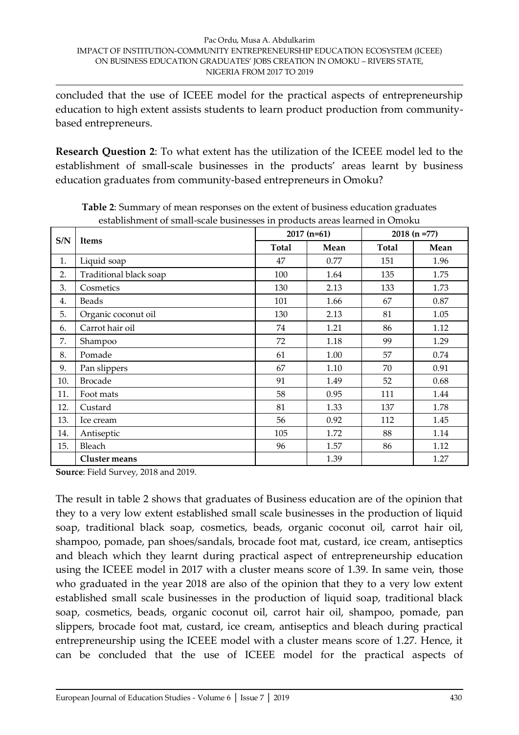concluded that the use of ICEEE model for the practical aspects of entrepreneurship education to high extent assists students to learn product production from community-based entrepreneurs.

**Research Question 2**: To what extent has the utilization of the ICEEE model led to the establishment of small-scale businesses in the products' areas learnt by business education graduates from community-based entrepreneurs in Omoku?

**Table 2**: Summary of mean responses on the extent of business education graduates establishment of small-scale businesses in products areas learned in Omoku

| S/N | Items | 2017 (n=61) | | 2018 (n =77) | |
|---|---|---|---|---|---|
| | | **Total** | **Mean** | **Total** | **Mean** |
| 1. | Liquid soap | 47 | 0.77 | 151 | 1.96 |
| 2. | Traditional black soap | 100 | 1.64 | 135 | 1.75 |
| 3. | Cosmetics | 130 | 2.13 | 133 | 1.73 |
| 4. | Beads | 101 | 1.66 | 67 | 0.87 |
| 5. | Organic coconut oil | 130 | 2.13 | 81 | 1.05 |
| 6. | Carrot hair oil | 74 | 1.21 | 86 | 1.12 |
| 7. | Shampoo | 72 | 1.18 | 99 | 1.29 |
| 8. | Pomade | 61 | 1.00 | 57 | 0.74 |
| 9. | Pan slippers | 67 | 1.10 | 70 | 0.91 |
| 10. | Brocade | 91 | 1.49 | 52 | 0.68 |
| 11. | Foot mats | 58 | 0.95 | 111 | 1.44 |
| 12. | Custard | 81 | 1.33 | 137 | 1.78 |
| 13. | Ice cream | 56 | 0.92 | 112 | 1.45 |
| 14. | Antiseptic | 105 | 1.72 | 88 | 1.14 |
| 15. | Bleach | 96 | 1.57 | 86 | 1.12 |
| | **Cluster means** | | 1.39 | | 1.27 |

**Source**: Field Survey, 2018 and 2019.

The result in table 2 shows that graduates of Business education are of the opinion that they to a very low extent established small scale businesses in the production of liquid soap, traditional black soap, cosmetics, beads, organic coconut oil, carrot hair oil, shampoo, pomade, pan shoes/sandals, brocade foot mat, custard, ice cream, antiseptics and bleach which they learnt during practical aspect of entrepreneurship education using the ICEEE model in 2017 with a cluster means score of 1.39. In same vein, those who graduated in the year 2018 are also of the opinion that they to a very low extent established small scale businesses in the production of liquid soap, traditional black soap, cosmetics, beads, organic coconut oil, carrot hair oil, shampoo, pomade, pan slippers, brocade foot mat, custard, ice cream, antiseptics and bleach during practical entrepreneurship using the ICEEE model with a cluster means score of 1.27. Hence, it can be concluded that the use of ICEEE model for the practical aspects of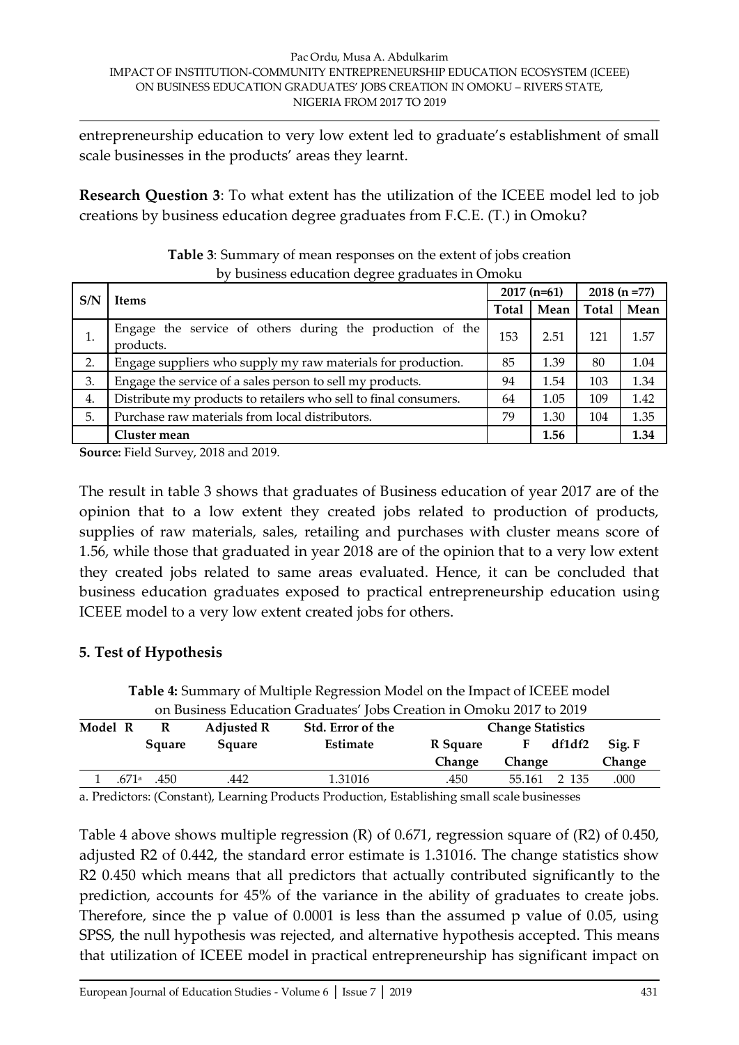entrepreneurship education to very low extent led to graduate's establishment of small scale businesses in the products' areas they learnt.

**Research Question 3**: To what extent has the utilization of the ICEEE model led to job creations by business education degree graduates from F.C.E. (T.) in Omoku?

**Table 3**: Summary of mean responses on the extent of jobs creation by business education degree graduates in Omoku

| S/N | Items | 2017 (n=61) | | 2018 (n =77) | |
|---|---|---|---|---|---|
| | | Total | Mean | Total | Mean |
| 1. | Engage the service of others during the production of the products. | 153 | 2.51 | 121 | 1.57 |
| 2. | Engage suppliers who supply my raw materials for production. | 85 | 1.39 | 80 | 1.04 |
| 3. | Engage the service of a sales person to sell my products. | 94 | 1.54 | 103 | 1.34 |
| 4. | Distribute my products to retailers who sell to final consumers. | 64 | 1.05 | 109 | 1.42 |
| 5. | Purchase raw materials from local distributors. | 79 | 1.30 | 104 | 1.35 |
| | **Cluster mean** | | **1.56** | | **1.34** |

**Source:** Field Survey, 2018 and 2019.

The result in table 3 shows that graduates of Business education of year 2017 are of the opinion that to a low extent they created jobs related to production of products, supplies of raw materials, sales, retailing and purchases with cluster means score of 1.56, while those that graduated in year 2018 are of the opinion that to a very low extent they created jobs related to same areas evaluated. Hence, it can be concluded that business education graduates exposed to practical entrepreneurship education using ICEEE model to a very low extent created jobs for others.

## 5. Test of Hypothesis

**Table 4:** Summary of Multiple Regression Model on the Impact of ICEEE model on Business Education Graduates' Jobs Creation in Omoku 2017 to 2019

| Model | R | R Square | Adjusted R Square | Std. Error of the Estimate | Change Statistics | | | | |
|---|---|---|---|---|---|---|---|---|---|
| | | | | | R Square Change | F Change | df1 | df2 | Sig. F Change |
| 1 | .671[a] | .450 | .442 | 1.31016 | .450 | 55.161 | 2 | 135 | .000 |

a. Predictors: (Constant), Learning Products Production, Establishing small scale businesses

Table 4 above shows multiple regression (R) of 0.671, regression square of (R2) of 0.450, adjusted R2 of 0.442, the standard error estimate is 1.31016. The change statistics show R2 0.450 which means that all predictors that actually contributed significantly to the prediction, accounts for 45% of the variance in the ability of graduates to create jobs. Therefore, since the p value of 0.0001 is less than the assumed p value of 0.05, using SPSS, the null hypothesis was rejected, and alternative hypothesis accepted. This means that utilization of ICEEE model in practical entrepreneurship has significant impact on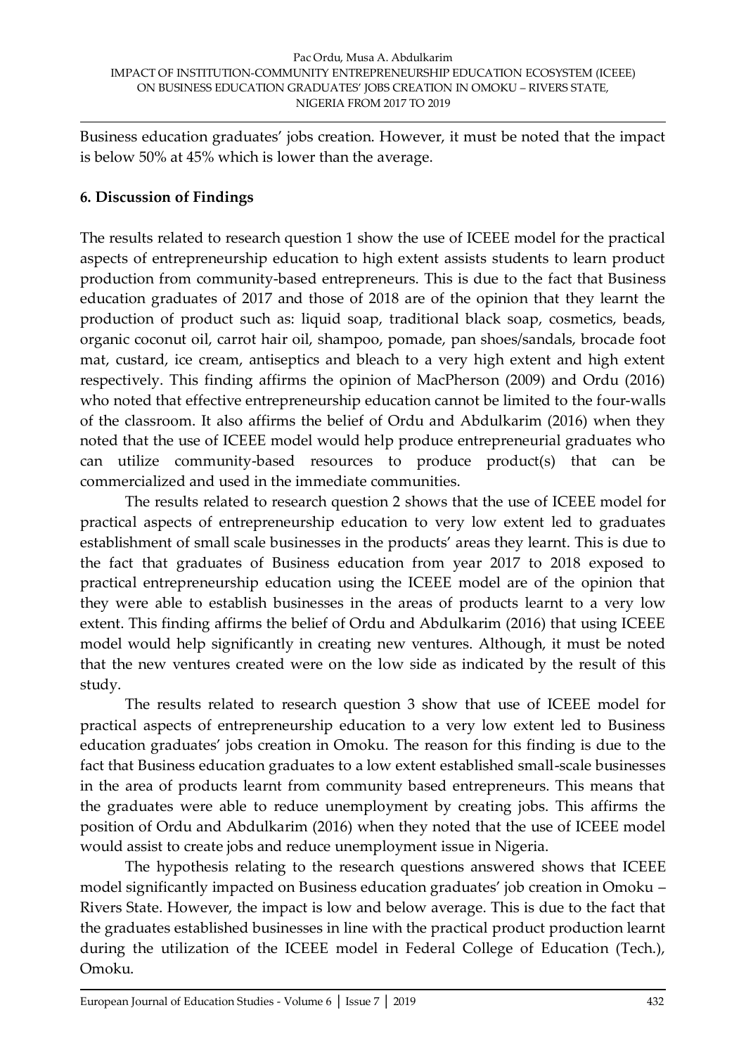Business education graduates' jobs creation. However, it must be noted that the impact is below 50% at 45% which is lower than the average.

## 6. Discussion of Findings

The results related to research question 1 show the use of ICEEE model for the practical aspects of entrepreneurship education to high extent assists students to learn product production from community-based entrepreneurs. This is due to the fact that Business education graduates of 2017 and those of 2018 are of the opinion that they learnt the production of product such as: liquid soap, traditional black soap, cosmetics, beads, organic coconut oil, carrot hair oil, shampoo, pomade, pan shoes/sandals, brocade foot mat, custard, ice cream, antiseptics and bleach to a very high extent and high extent respectively. This finding affirms the opinion of MacPherson (2009) and Ordu (2016) who noted that effective entrepreneurship education cannot be limited to the four-walls of the classroom. It also affirms the belief of Ordu and Abdulkarim (2016) when they noted that the use of ICEEE model would help produce entrepreneurial graduates who can utilize community-based resources to produce product(s) that can be commercialized and used in the immediate communities.

The results related to research question 2 shows that the use of ICEEE model for practical aspects of entrepreneurship education to very low extent led to graduates establishment of small scale businesses in the products' areas they learnt. This is due to the fact that graduates of Business education from year 2017 to 2018 exposed to practical entrepreneurship education using the ICEEE model are of the opinion that they were able to establish businesses in the areas of products learnt to a very low extent. This finding affirms the belief of Ordu and Abdulkarim (2016) that using ICEEE model would help significantly in creating new ventures. Although, it must be noted that the new ventures created were on the low side as indicated by the result of this study.

The results related to research question 3 show that use of ICEEE model for practical aspects of entrepreneurship education to a very low extent led to Business education graduates' jobs creation in Omoku. The reason for this finding is due to the fact that Business education graduates to a low extent established small-scale businesses in the area of products learnt from community based entrepreneurs. This means that the graduates were able to reduce unemployment by creating jobs. This affirms the position of Ordu and Abdulkarim (2016) when they noted that the use of ICEEE model would assist to create jobs and reduce unemployment issue in Nigeria.

The hypothesis relating to the research questions answered shows that ICEEE model significantly impacted on Business education graduates' job creation in Omoku – Rivers State. However, the impact is low and below average. This is due to the fact that the graduates established businesses in line with the practical product production learnt during the utilization of the ICEEE model in Federal College of Education (Tech.), Omoku.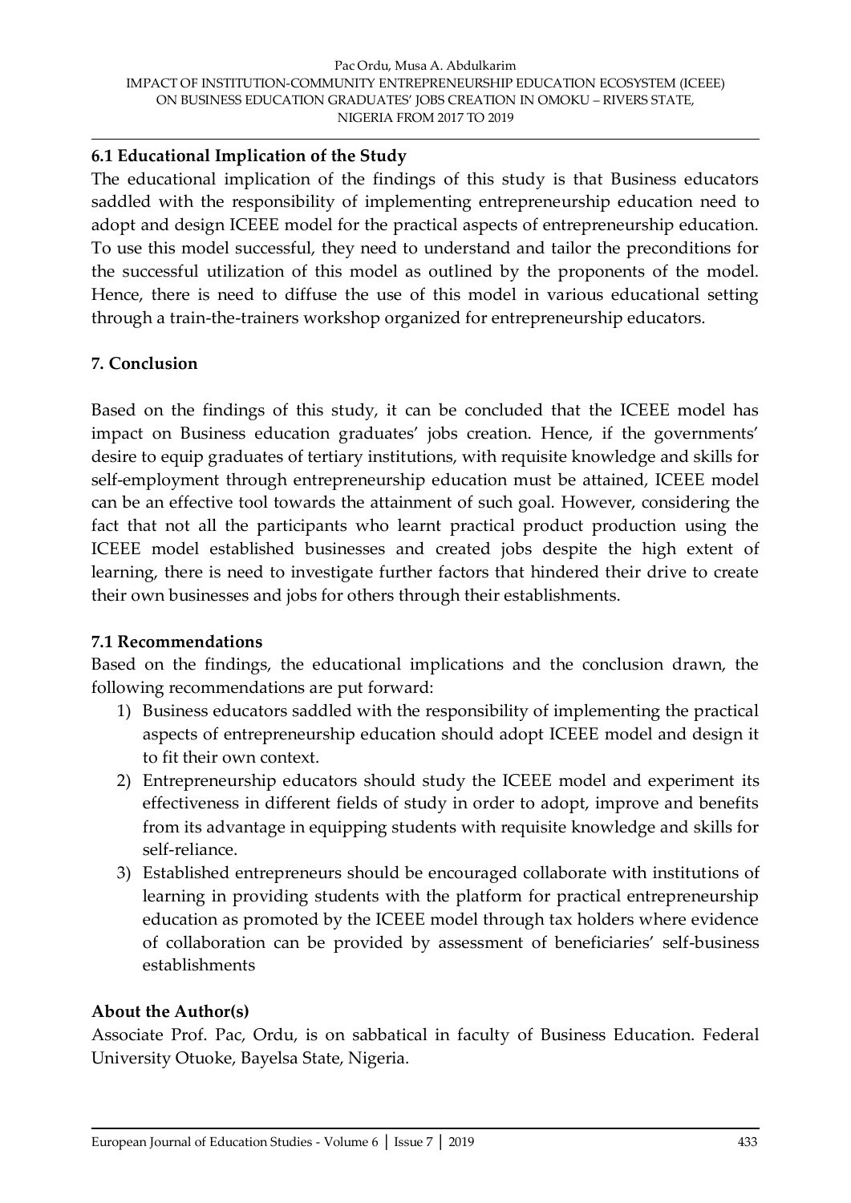### 6.1 Educational Implication of the Study

The educational implication of the findings of this study is that Business educators saddled with the responsibility of implementing entrepreneurship education need to adopt and design ICEEE model for the practical aspects of entrepreneurship education. To use this model successful, they need to understand and tailor the preconditions for the successful utilization of this model as outlined by the proponents of the model. Hence, there is need to diffuse the use of this model in various educational setting through a train-the-trainers workshop organized for entrepreneurship educators.

## 7. Conclusion

Based on the findings of this study, it can be concluded that the ICEEE model has impact on Business education graduates' jobs creation. Hence, if the governments' desire to equip graduates of tertiary institutions, with requisite knowledge and skills for self-employment through entrepreneurship education must be attained, ICEEE model can be an effective tool towards the attainment of such goal. However, considering the fact that not all the participants who learnt practical product production using the ICEEE model established businesses and created jobs despite the high extent of learning, there is need to investigate further factors that hindered their drive to create their own businesses and jobs for others through their establishments.

### 7.1 Recommendations

Based on the findings, the educational implications and the conclusion drawn, the following recommendations are put forward:

1) Business educators saddled with the responsibility of implementing the practical aspects of entrepreneurship education should adopt ICEEE model and design it to fit their own context.
2) Entrepreneurship educators should study the ICEEE model and experiment its effectiveness in different fields of study in order to adopt, improve and benefits from its advantage in equipping students with requisite knowledge and skills for self-reliance.
3) Established entrepreneurs should be encouraged collaborate with institutions of learning in providing students with the platform for practical entrepreneurship education as promoted by the ICEEE model through tax holders where evidence of collaboration can be provided by assessment of beneficiaries' self-business establishments

### About the Author(s)

Associate Prof. Pac, Ordu, is on sabbatical in faculty of Business Education. Federal University Otuoke, Bayelsa State, Nigeria.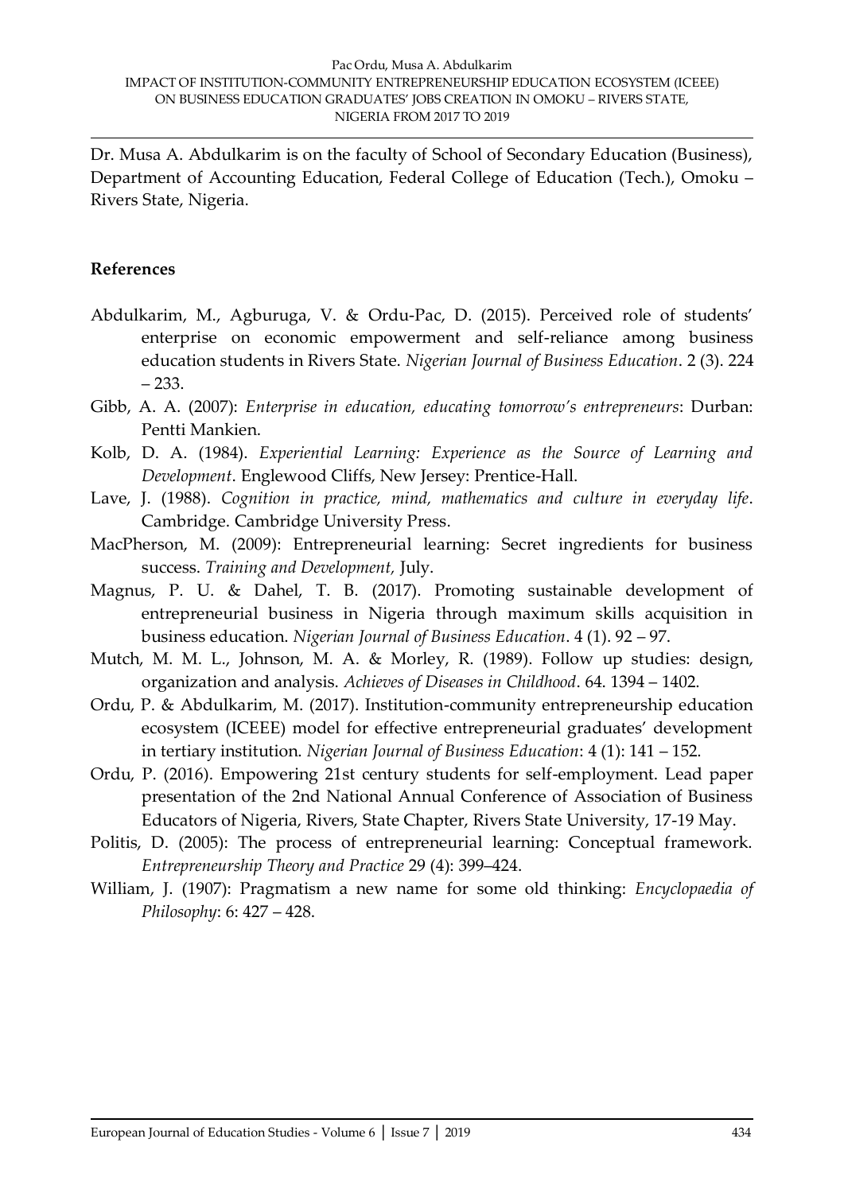Dr. Musa A. Abdulkarim is on the faculty of School of Secondary Education (Business), Department of Accounting Education, Federal College of Education (Tech.), Omoku – Rivers State, Nigeria.

## References

Abdulkarim, M., Agburuga, V. & Ordu-Pac, D. (2015). Perceived role of students' enterprise on economic empowerment and self-reliance among business education students in Rivers State. *Nigerian Journal of Business Education*. 2 (3). 224 – 233.

Gibb, A. A. (2007): *Enterprise in education, educating tomorrow's entrepreneurs*: Durban: Pentti Mankien.

Kolb, D. A. (1984). *Experiential Learning: Experience as the Source of Learning and Development*. Englewood Cliffs, New Jersey: Prentice-Hall.

Lave, J. (1988). *Cognition in practice, mind, mathematics and culture in everyday life*. Cambridge. Cambridge University Press.

MacPherson, M. (2009): Entrepreneurial learning: Secret ingredients for business success. *Training and Development,* July.

Magnus, P. U. & Dahel, T. B. (2017). Promoting sustainable development of entrepreneurial business in Nigeria through maximum skills acquisition in business education. *Nigerian Journal of Business Education*. 4 (1). 92 – 97.

Mutch, M. M. L., Johnson, M. A. & Morley, R. (1989). Follow up studies: design, organization and analysis. *Achieves of Diseases in Childhood*. 64. 1394 – 1402.

Ordu, P. & Abdulkarim, M. (2017). Institution-community entrepreneurship education ecosystem (ICEEE) model for effective entrepreneurial graduates' development in tertiary institution. *Nigerian Journal of Business Education*: 4 (1): 141 – 152.

Ordu, P. (2016). Empowering 21st century students for self-employment. Lead paper presentation of the 2nd National Annual Conference of Association of Business Educators of Nigeria, Rivers, State Chapter, Rivers State University, 17-19 May.

Politis, D. (2005): The process of entrepreneurial learning: Conceptual framework. *Entrepreneurship Theory and Practice* 29 (4): 399–424.

William, J. (1907): Pragmatism a new name for some old thinking: *Encyclopaedia of Philosophy*: 6: 427 – 428.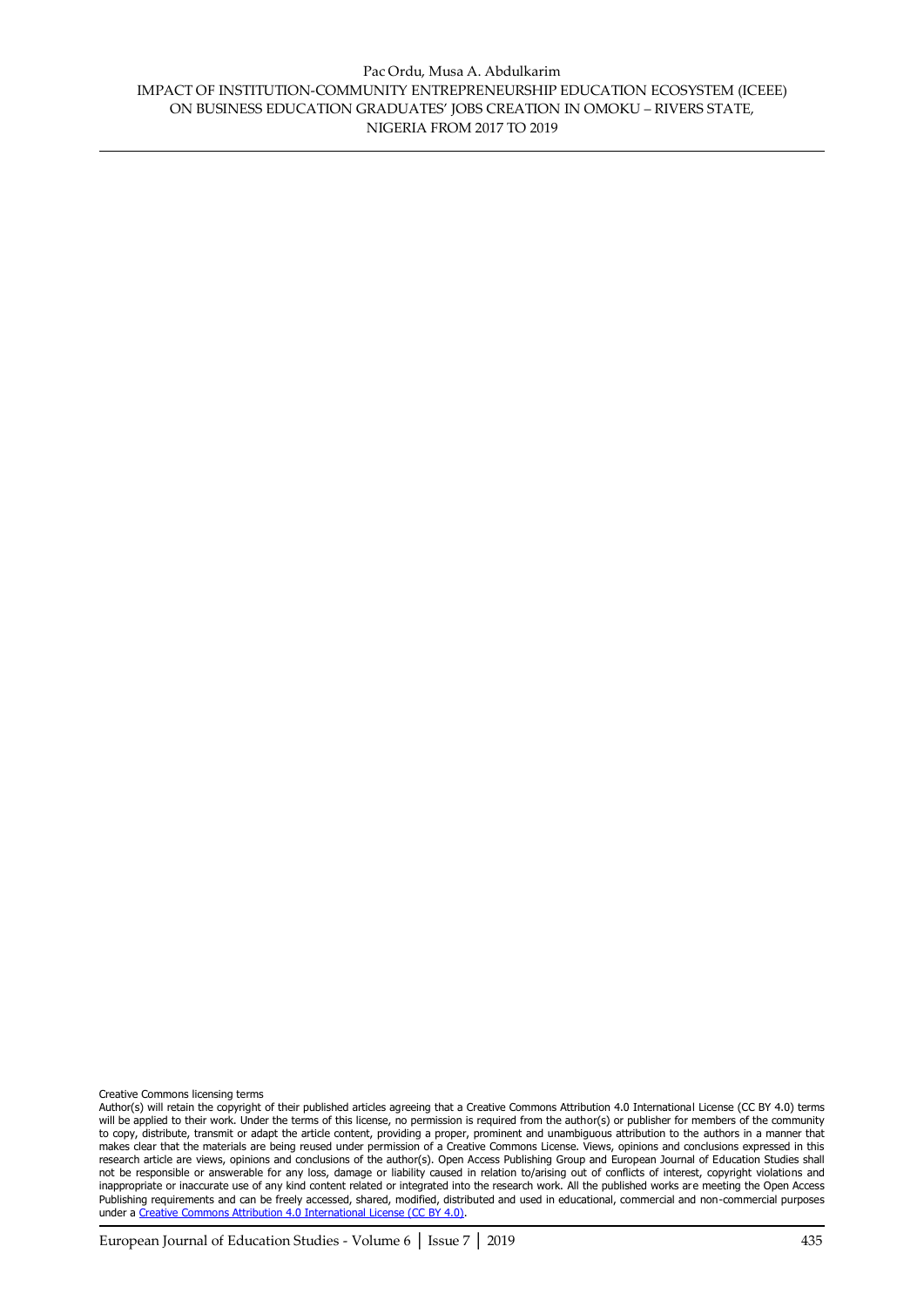Creative Commons licensing terms

Author(s) will retain the copyright of their published articles agreeing that a Creative Commons Attribution 4.0 International License (CC BY 4.0) terms will be applied to their work. Under the terms of this license, no permission is required from the author(s) or publisher for members of the community to copy, distribute, transmit or adapt the article content, providing a proper, prominent and unambiguous attribution to the authors in a manner that makes clear that the materials are being reused under permission of a Creative Commons License. Views, opinions and conclusions expressed in this research article are views, opinions and conclusions of the author(s). Open Access Publishing Group and European Journal of Education Studies shall not be responsible or answerable for any loss, damage or liability caused in relation to/arising out of conflicts of interest, copyright violations and inappropriate or inaccurate use of any kind content related or integrated into the research work. All the published works are meeting the Open Access Publishing requirements and can be freely accessed, shared, modified, distributed and used in educational, commercial and non-commercial purposes under a Creative Commons Attribution 4.0 International License (CC BY 4.0).